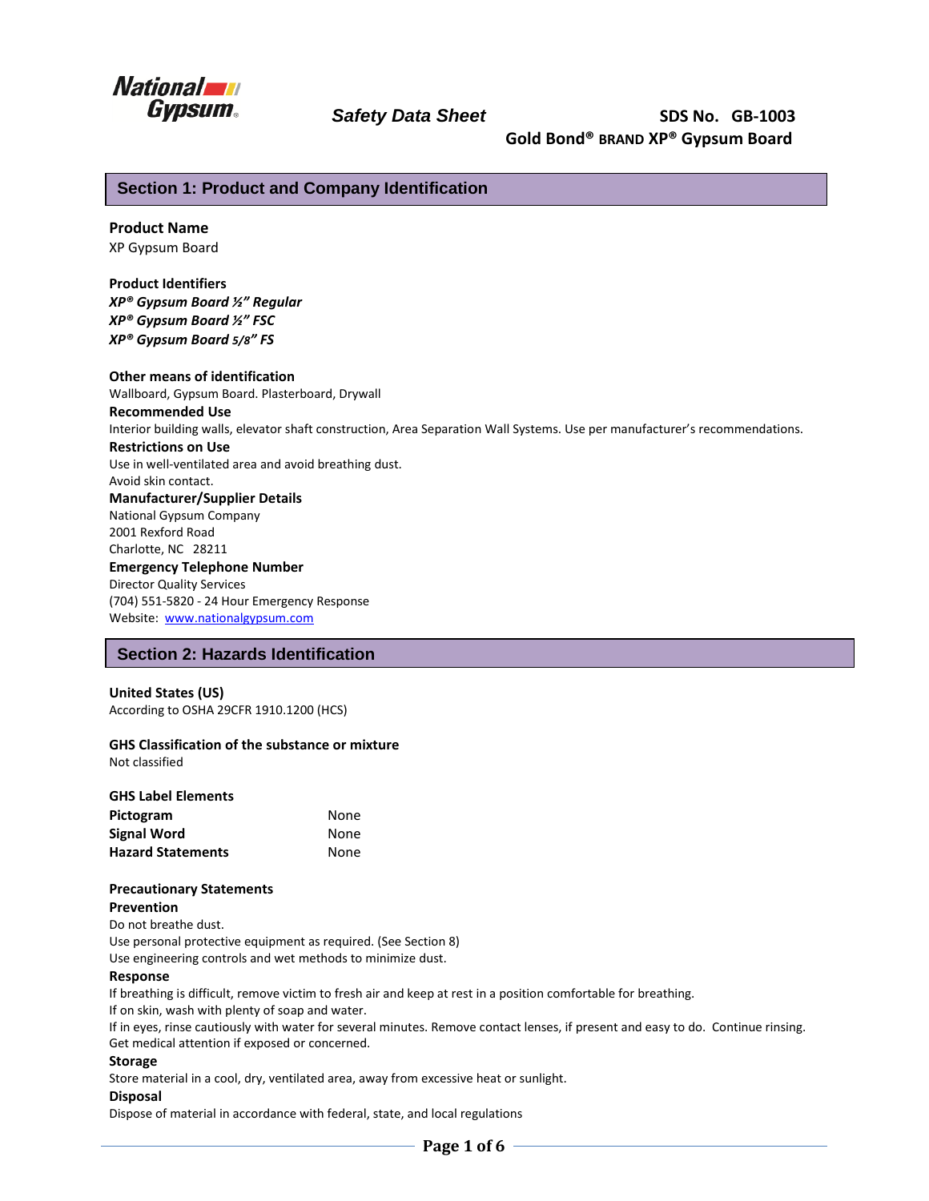National Gypsum

*Safety Data Sheet* **SDS No. GB-1003**

**Gold Bond® BRAND XP® Gypsum Board**

## Section 1: Product and Company Identification

**Product Name**

XP Gypsum Board

**Product Identifiers**

***XP® Gypsum Board ½" Regular***

***XP® Gypsum Board ½" FSC***

***XP® Gypsum Board 5/8" FS***

**Other means of identification**

Wallboard, Gypsum Board. Plasterboard, Drywall

**Recommended Use**

Interior building walls, elevator shaft construction, Area Separation Wall Systems. Use per manufacturer's recommendations.

**Restrictions on Use**

Use in well-ventilated area and avoid breathing dust.

Avoid skin contact.

**Manufacturer/Supplier Details**

National Gypsum Company

2001 Rexford Road

Charlotte, NC 28211

**Emergency Telephone Number**

Director Quality Services

(704) 551-5820 - 24 Hour Emergency Response

Website: [www.nationalgypsum.com](www.nationalgypsum.com)

## Section 2: Hazards Identification

**United States (US)**

According to OSHA 29CFR 1910.1200 (HCS)

**GHS Classification of the substance or mixture**

Not classified

**GHS Label Elements**

| | |
|---|---|
| **Pictogram** | None |
| **Signal Word** | None |
| **Hazard Statements** | None |

**Precautionary Statements**

**Prevention**

Do not breathe dust.

Use personal protective equipment as required. (See Section 8)

Use engineering controls and wet methods to minimize dust.

**Response**

If breathing is difficult, remove victim to fresh air and keep at rest in a position comfortable for breathing.

If on skin, wash with plenty of soap and water.

If in eyes, rinse cautiously with water for several minutes. Remove contact lenses, if present and easy to do. Continue rinsing.

Get medical attention if exposed or concerned.

**Storage**

Store material in a cool, dry, ventilated area, away from excessive heat or sunlight.

**Disposal**

Dispose of material in accordance with federal, state, and local regulations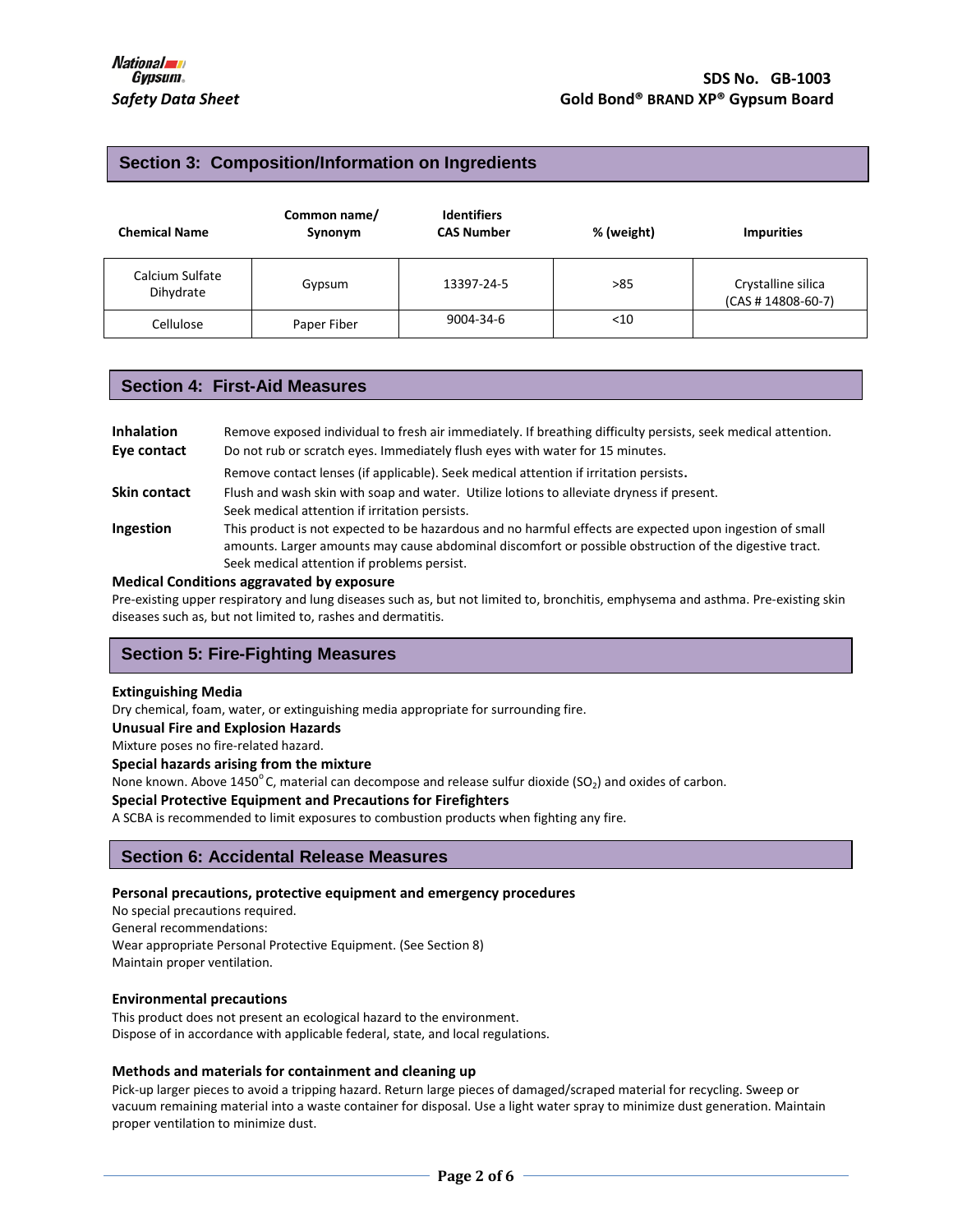## Section 3: Composition/Information on Ingredients

| Chemical Name | Common name/ Synonym | Identifiers CAS Number | % (weight) | Impurities |
|---|---|---|---|---|
| Calcium Sulfate Dihydrate | Gypsum | 13397-24-5 | >85 | Crystalline silica (CAS # 14808-60-7) |
| Cellulose | Paper Fiber | 9004-34-6 | <10 | |

## Section 4: First-Aid Measures

**Inhalation** Remove exposed individual to fresh air immediately. If breathing difficulty persists, seek medical attention.

**Eye contact** Do not rub or scratch eyes. Immediately flush eyes with water for 15 minutes. Remove contact lenses (if applicable). Seek medical attention if irritation persists.

**Skin contact** Flush and wash skin with soap and water. Utilize lotions to alleviate dryness if present. Seek medical attention if irritation persists.

**Ingestion** This product is not expected to be hazardous and no harmful effects are expected upon ingestion of small amounts. Larger amounts may cause abdominal discomfort or possible obstruction of the digestive tract. Seek medical attention if problems persist.

**Medical Conditions aggravated by exposure**

Pre-existing upper respiratory and lung diseases such as, but not limited to, bronchitis, emphysema and asthma. Pre-existing skin diseases such as, but not limited to, rashes and dermatitis.

## Section 5: Fire-Fighting Measures

**Extinguishing Media**

Dry chemical, foam, water, or extinguishing media appropriate for surrounding fire.

**Unusual Fire and Explosion Hazards**

Mixture poses no fire-related hazard.

**Special hazards arising from the mixture**

None known. Above 1450°C, material can decompose and release sulfur dioxide ($SO_2$) and oxides of carbon.

**Special Protective Equipment and Precautions for Firefighters**

A SCBA is recommended to limit exposures to combustion products when fighting any fire.

## Section 6: Accidental Release Measures

**Personal precautions, protective equipment and emergency procedures**

No special precautions required.
General recommendations:
Wear appropriate Personal Protective Equipment. (See Section 8)
Maintain proper ventilation.

**Environmental precautions**

This product does not present an ecological hazard to the environment.
Dispose of in accordance with applicable federal, state, and local regulations.

**Methods and materials for containment and cleaning up**

Pick-up larger pieces to avoid a tripping hazard. Return large pieces of damaged/scraped material for recycling. Sweep or vacuum remaining material into a waste container for disposal. Use a light water spray to minimize dust generation. Maintain proper ventilation to minimize dust.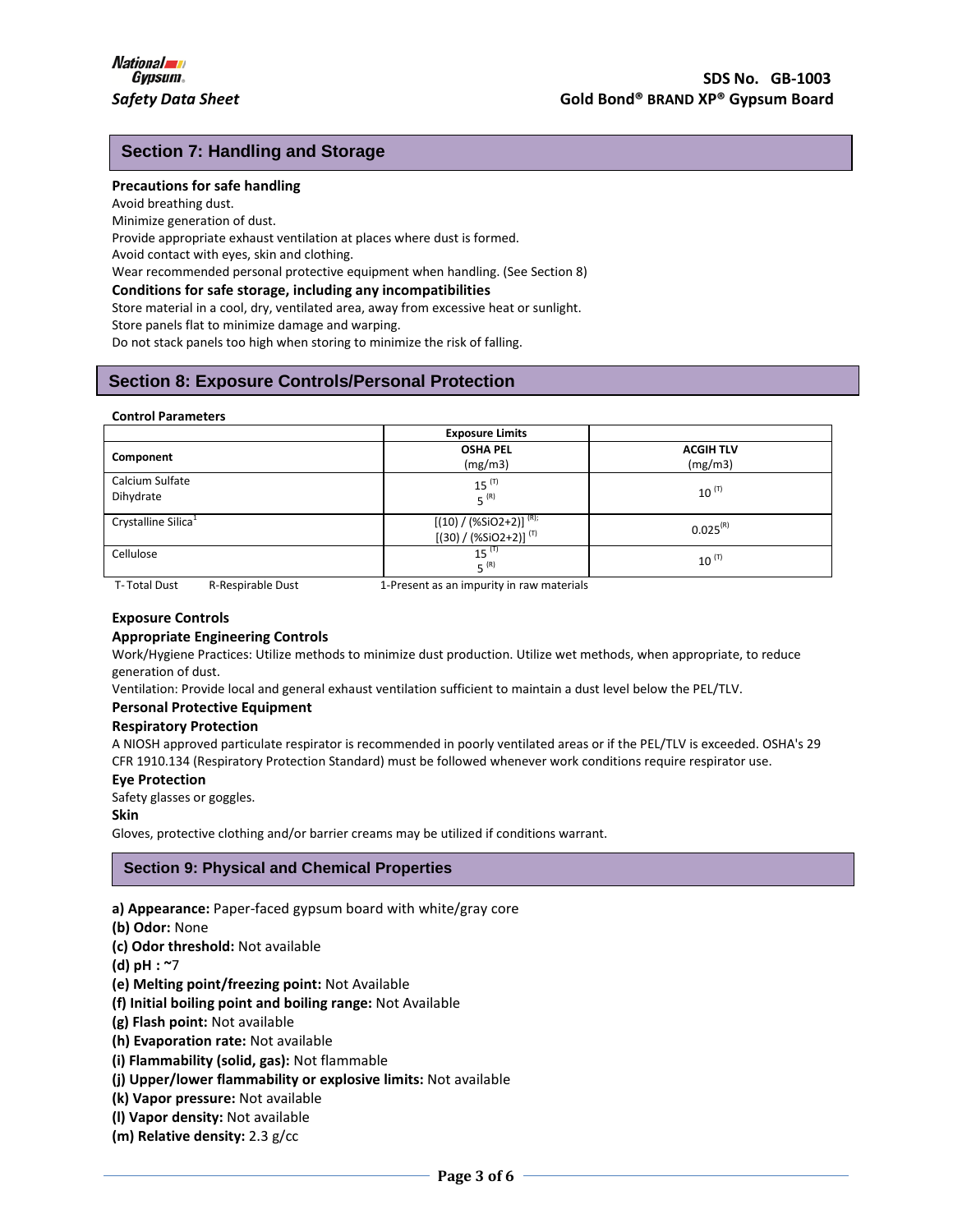## Section 7: Handling and Storage

**Precautions for safe handling**

Avoid breathing dust.

Minimize generation of dust.

Provide appropriate exhaust ventilation at places where dust is formed.

Avoid contact with eyes, skin and clothing.

Wear recommended personal protective equipment when handling. (See Section 8)

**Conditions for safe storage, including any incompatibilities**

Store material in a cool, dry, ventilated area, away from excessive heat or sunlight.

Store panels flat to minimize damage and warping.

Do not stack panels too high when storing to minimize the risk of falling.

## Section 8: Exposure Controls/Personal Protection

**Control Parameters**

| | Exposure Limits | |
|---|---|---|
| **Component** | **OSHA PEL** (mg/m3) | **ACGIH TLV** (mg/m3) |
| Calcium Sulfate Dihydrate | 15 (T)<br>5 (R) | 10 (T) |
| Crystalline Silica[1] | [(10) / (%SiO2+2)] (R);<br>[(30) / (%SiO2+2)] (T) | 0.025(R) |
| Cellulose | 15 (T)<br>5 (R) | 10 (T) |

T-Total Dust    R-Respirable Dust    1-Present as an impurity in raw materials

**Exposure Controls**

**Appropriate Engineering Controls**

Work/Hygiene Practices: Utilize methods to minimize dust production. Utilize wet methods, when appropriate, to reduce generation of dust.

Ventilation: Provide local and general exhaust ventilation sufficient to maintain a dust level below the PEL/TLV.

**Personal Protective Equipment**

**Respiratory Protection**

A NIOSH approved particulate respirator is recommended in poorly ventilated areas or if the PEL/TLV is exceeded. OSHA's 29 CFR 1910.134 (Respiratory Protection Standard) must be followed whenever work conditions require respirator use.

**Eye Protection**

Safety glasses or goggles.

**Skin**

Gloves, protective clothing and/or barrier creams may be utilized if conditions warrant.

## Section 9: Physical and Chemical Properties

**a) Appearance:** Paper-faced gypsum board with white/gray core

**(b) Odor:** None

**(c) Odor threshold:** Not available

**(d) pH :** ~7

**(e) Melting point/freezing point:** Not Available

**(f) Initial boiling point and boiling range:** Not Available

**(g) Flash point:** Not available

**(h) Evaporation rate:** Not available

**(i) Flammability (solid, gas):** Not flammable

**(j) Upper/lower flammability or explosive limits:** Not available

**(k) Vapor pressure:** Not available

**(l) Vapor density:** Not available

**(m) Relative density:** 2.3 g/cc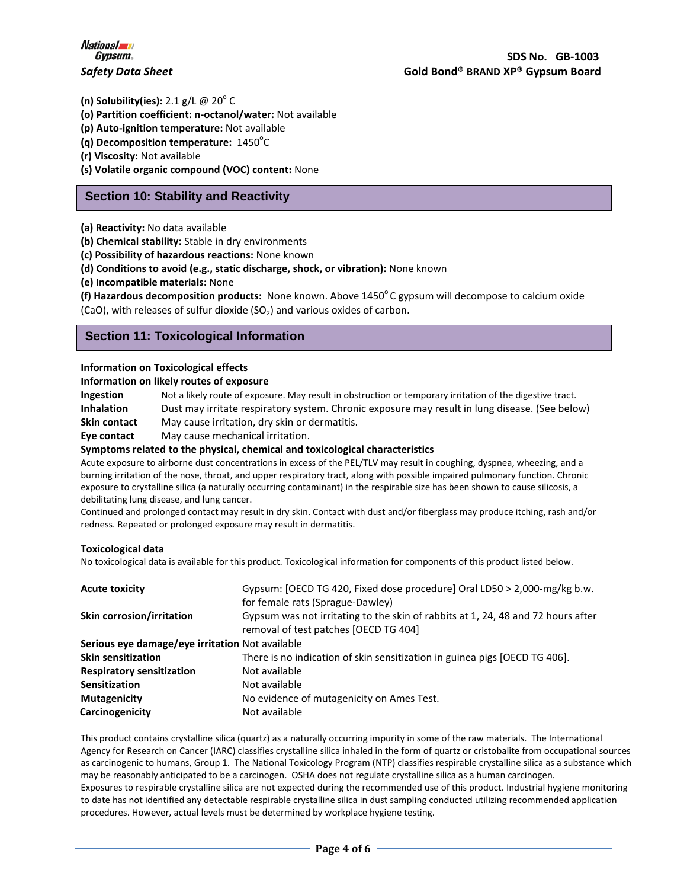**(n) Solubility(ies):** 2.1 g/L @ 20° C

**(o) Partition coefficient: n-octanol/water:** Not available

**(p) Auto-ignition temperature:** Not available

**(q) Decomposition temperature:** 1450°C

**(r) Viscosity:** Not available

**(s) Volatile organic compound (VOC) content:** None

## Section 10: Stability and Reactivity

**(a) Reactivity:** No data available

**(b) Chemical stability:** Stable in dry environments

**(c) Possibility of hazardous reactions:** None known

**(d) Conditions to avoid (e.g., static discharge, shock, or vibration):** None known

**(e) Incompatible materials:** None

**(f) Hazardous decomposition products:** None known. Above 1450° C gypsum will decompose to calcium oxide (CaO), with releases of sulfur dioxide ($SO_2$) and various oxides of carbon.

## Section 11: Toxicological Information

**Information on Toxicological effects**

**Information on likely routes of exposure**

| | |
|---|---|
| **Ingestion** | Not a likely route of exposure. May result in obstruction or temporary irritation of the digestive tract. |
| **Inhalation** | Dust may irritate respiratory system. Chronic exposure may result in lung disease. (See below) |
| **Skin contact** | May cause irritation, dry skin or dermatitis. |
| **Eye contact** | May cause mechanical irritation. |

**Symptoms related to the physical, chemical and toxicological characteristics**

Acute exposure to airborne dust concentrations in excess of the PEL/TLV may result in coughing, dyspnea, wheezing, and a burning irritation of the nose, throat, and upper respiratory tract, along with possible impaired pulmonary function. Chronic exposure to crystalline silica (a naturally occurring contaminant) in the respirable size has been shown to cause silicosis, a debilitating lung disease, and lung cancer.

Continued and prolonged contact may result in dry skin. Contact with dust and/or fiberglass may produce itching, rash and/or redness. Repeated or prolonged exposure may result in dermatitis.

**Toxicological data**

No toxicological data is available for this product. Toxicological information for components of this product listed below.

| | |
|---|---|
| **Acute toxicity** | Gypsum: [OECD TG 420, Fixed dose procedure] Oral LD50 > 2,000-mg/kg b.w. for female rats (Sprague-Dawley) |
| **Skin corrosion/irritation** | Gypsum was not irritating to the skin of rabbits at 1, 24, 48 and 72 hours after removal of test patches [OECD TG 404] |
| **Serious eye damage/eye irritation** | Not available |
| **Skin sensitization** | There is no indication of skin sensitization in guinea pigs [OECD TG 406]. |
| **Respiratory sensitization** | Not available |
| **Sensitization** | Not available |
| **Mutagenicity** | No evidence of mutagenicity on Ames Test. |
| **Carcinogenicity** | Not available |

This product contains crystalline silica (quartz) as a naturally occurring impurity in some of the raw materials. The International Agency for Research on Cancer (IARC) classifies crystalline silica inhaled in the form of quartz or cristobalite from occupational sources as carcinogenic to humans, Group 1. The National Toxicology Program (NTP) classifies respirable crystalline silica as a substance which may be reasonably anticipated to be a carcinogen. OSHA does not regulate crystalline silica as a human carcinogen.

Exposures to respirable crystalline silica are not expected during the recommended use of this product. Industrial hygiene monitoring to date has not identified any detectable respirable crystalline silica in dust sampling conducted utilizing recommended application procedures. However, actual levels must be determined by workplace hygiene testing.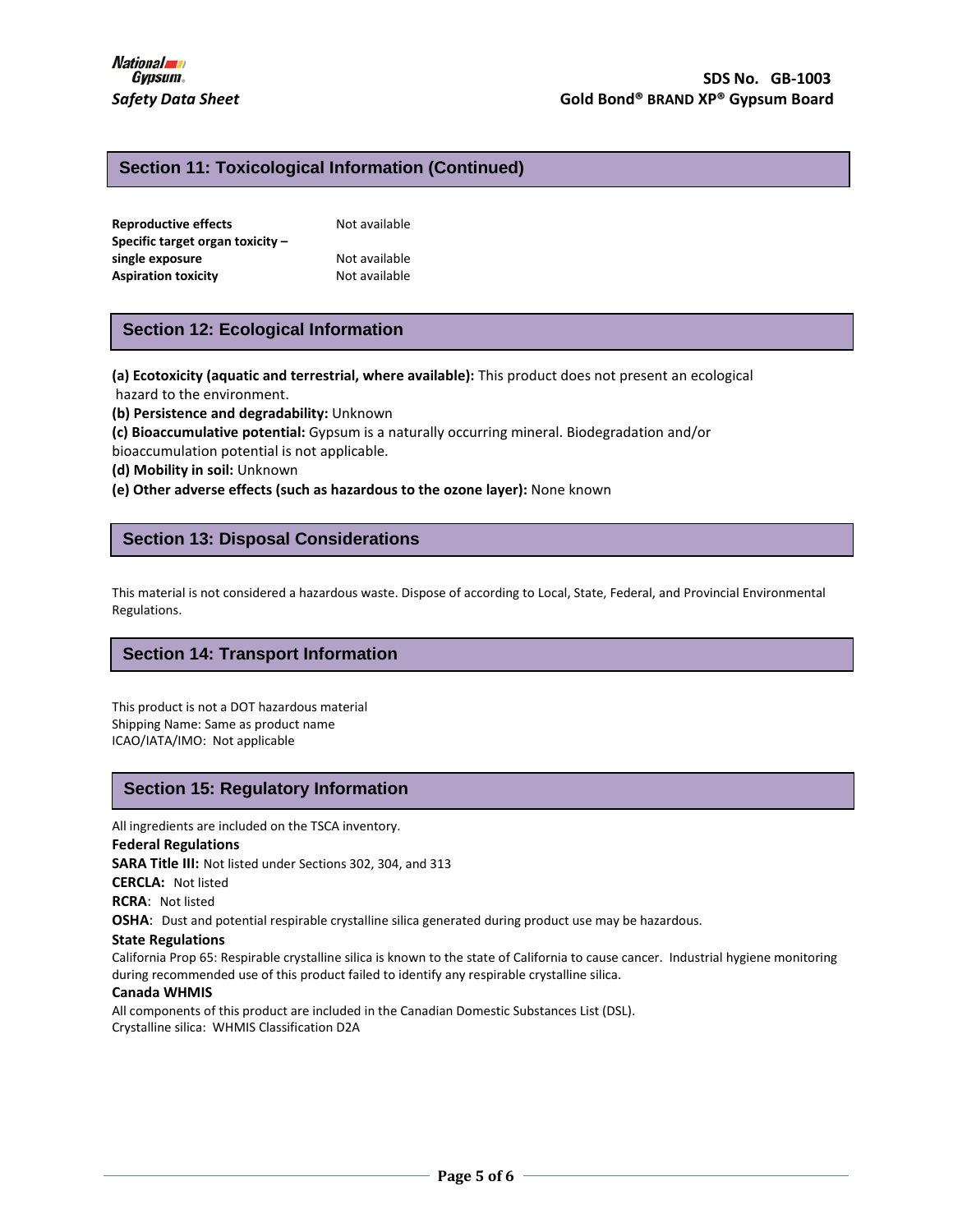## Section 11: Toxicological Information (Continued)

| | |
|---|---|
| **Reproductive effects** | Not available |
| **Specific target organ toxicity – single exposure** | Not available |
| **Aspiration toxicity** | Not available |

## Section 12: Ecological Information

**(a) Ecotoxicity (aquatic and terrestrial, where available):** This product does not present an ecological hazard to the environment.

**(b) Persistence and degradability:** Unknown

**(c) Bioaccumulative potential:** Gypsum is a naturally occurring mineral. Biodegradation and/or bioaccumulation potential is not applicable.

**(d) Mobility in soil:** Unknown

**(e) Other adverse effects (such as hazardous to the ozone layer):** None known

## Section 13: Disposal Considerations

This material is not considered a hazardous waste. Dispose of according to Local, State, Federal, and Provincial Environmental Regulations.

## Section 14: Transport Information

This product is not a DOT hazardous material
Shipping Name: Same as product name
ICAO/IATA/IMO: Not applicable

## Section 15: Regulatory Information

All ingredients are included on the TSCA inventory.

**Federal Regulations**

**SARA Title III:** Not listed under Sections 302, 304, and 313

**CERCLA:** Not listed

**RCRA**: Not listed

**OSHA**: Dust and potential respirable crystalline silica generated during product use may be hazardous.

**State Regulations**

California Prop 65: Respirable crystalline silica is known to the state of California to cause cancer. Industrial hygiene monitoring during recommended use of this product failed to identify any respirable crystalline silica.

**Canada WHMIS**

All components of this product are included in the Canadian Domestic Substances List (DSL).
Crystalline silica: WHMIS Classification D2A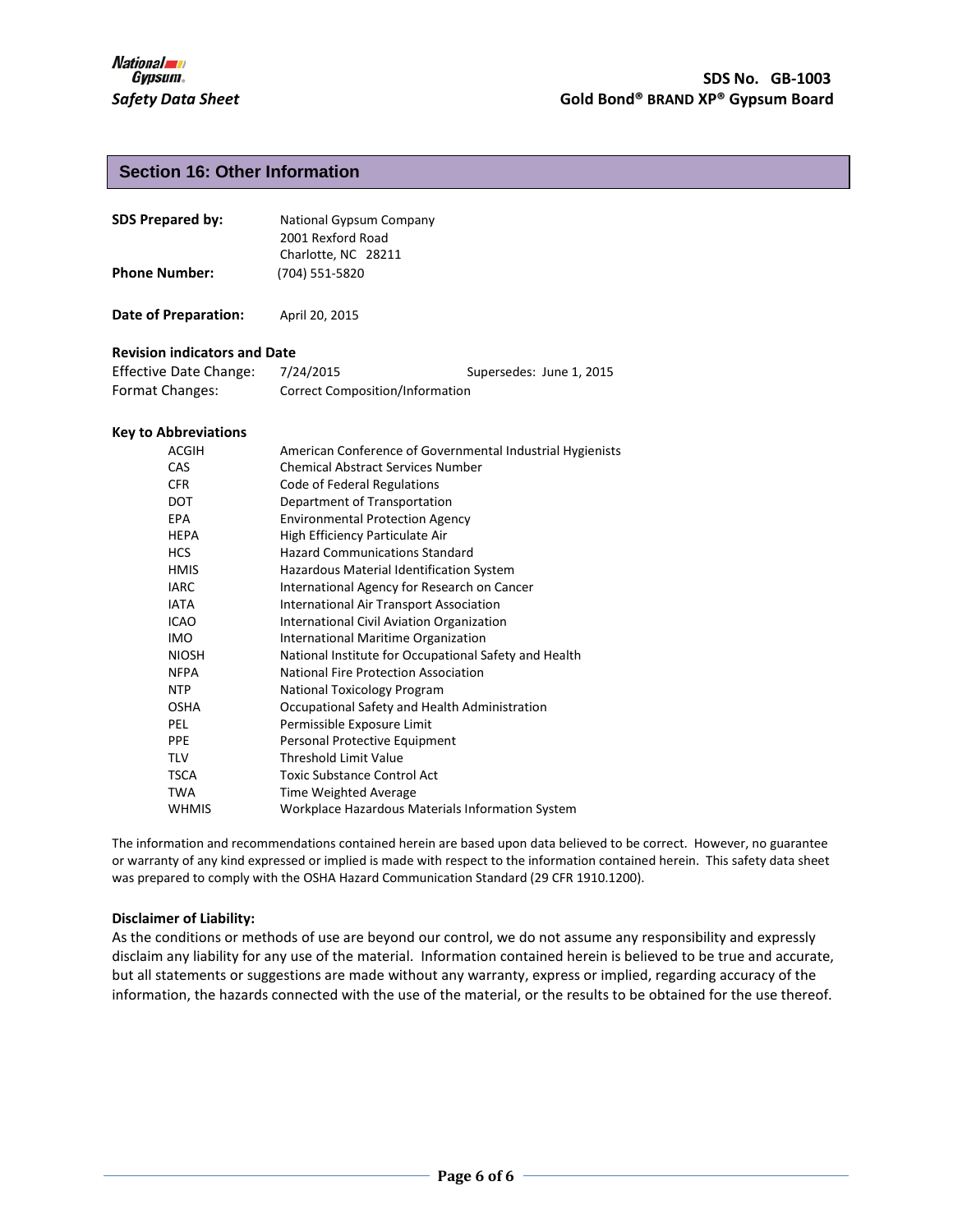## Section 16: Other Information

**SDS Prepared by:** National Gypsum Company
2001 Rexford Road
Charlotte, NC 28211

**Phone Number:** (704) 551-5820

**Date of Preparation:** April 20, 2015

**Revision indicators and Date**

Effective Date Change: 7/24/2015 Supersedes: June 1, 2015

Format Changes: Correct Composition/Information

**Key to Abbreviations**

| | |
|---|---|
| ACGIH | American Conference of Governmental Industrial Hygienists |
| CAS | Chemical Abstract Services Number |
| CFR | Code of Federal Regulations |
| DOT | Department of Transportation |
| EPA | Environmental Protection Agency |
| HEPA | High Efficiency Particulate Air |
| HCS | Hazard Communications Standard |
| HMIS | Hazardous Material Identification System |
| IARC | International Agency for Research on Cancer |
| IATA | International Air Transport Association |
| ICAO | International Civil Aviation Organization |
| IMO | International Maritime Organization |
| NIOSH | National Institute for Occupational Safety and Health |
| NFPA | National Fire Protection Association |
| NTP | National Toxicology Program |
| OSHA | Occupational Safety and Health Administration |
| PEL | Permissible Exposure Limit |
| PPE | Personal Protective Equipment |
| TLV | Threshold Limit Value |
| TSCA | Toxic Substance Control Act |
| TWA | Time Weighted Average |
| WHMIS | Workplace Hazardous Materials Information System |

The information and recommendations contained herein are based upon data believed to be correct. However, no guarantee or warranty of any kind expressed or implied is made with respect to the information contained herein. This safety data sheet was prepared to comply with the OSHA Hazard Communication Standard (29 CFR 1910.1200).

**Disclaimer of Liability:**

As the conditions or methods of use are beyond our control, we do not assume any responsibility and expressly disclaim any liability for any use of the material. Information contained herein is believed to be true and accurate, but all statements or suggestions are made without any warranty, express or implied, regarding accuracy of the information, the hazards connected with the use of the material, or the results to be obtained for the use thereof.